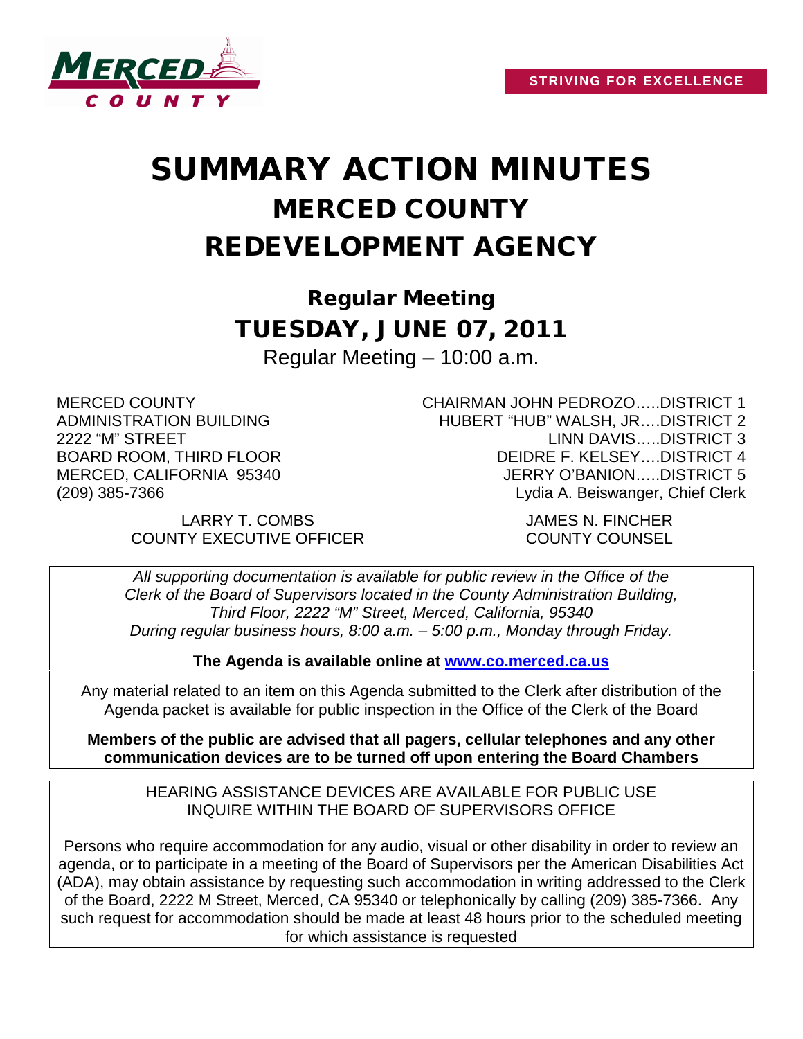MERCED COUNTY

**STRIVING FOR EXCELLENCE**

# SUMMARY ACTION MINUTES
# MERCED COUNTY
# REDEVELOPMENT AGENCY

## Regular Meeting
## TUESDAY, JUNE 07, 2011

Regular Meeting – 10:00 a.m.

MERCED COUNTY
ADMINISTRATION BUILDING
2222 "M" STREET
BOARD ROOM, THIRD FLOOR
MERCED, CALIFORNIA 95340
(209) 385-7366

CHAIRMAN JOHN PEDROZO.....DISTRICT 1
HUBERT "HUB" WALSH, JR....DISTRICT 2
LINN DAVIS.....DISTRICT 3
DEIDRE F. KELSEY....DISTRICT 4
JERRY O'BANION.....DISTRICT 5
Lydia A. Beiswanger, Chief Clerk

LARRY T. COMBS
COUNTY EXECUTIVE OFFICER

JAMES N. FINCHER
COUNTY COUNSEL

*All supporting documentation is available for public review in the Office of the Clerk of the Board of Supervisors located in the County Administration Building, Third Floor, 2222 "M" Street, Merced, California, 95340 During regular business hours, 8:00 a.m. – 5:00 p.m., Monday through Friday.*

**The Agenda is available online at [www.co.merced.ca.us](http://www.co.merced.ca.us)**

Any material related to an item on this Agenda submitted to the Clerk after distribution of the Agenda packet is available for public inspection in the Office of the Clerk of the Board

**Members of the public are advised that all pagers, cellular telephones and any other communication devices are to be turned off upon entering the Board Chambers**

HEARING ASSISTANCE DEVICES ARE AVAILABLE FOR PUBLIC USE
INQUIRE WITHIN THE BOARD OF SUPERVISORS OFFICE

Persons who require accommodation for any audio, visual or other disability in order to review an agenda, or to participate in a meeting of the Board of Supervisors per the American Disabilities Act (ADA), may obtain assistance by requesting such accommodation in writing addressed to the Clerk of the Board, 2222 M Street, Merced, CA 95340 or telephonically by calling (209) 385-7366. Any such request for accommodation should be made at least 48 hours prior to the scheduled meeting for which assistance is requested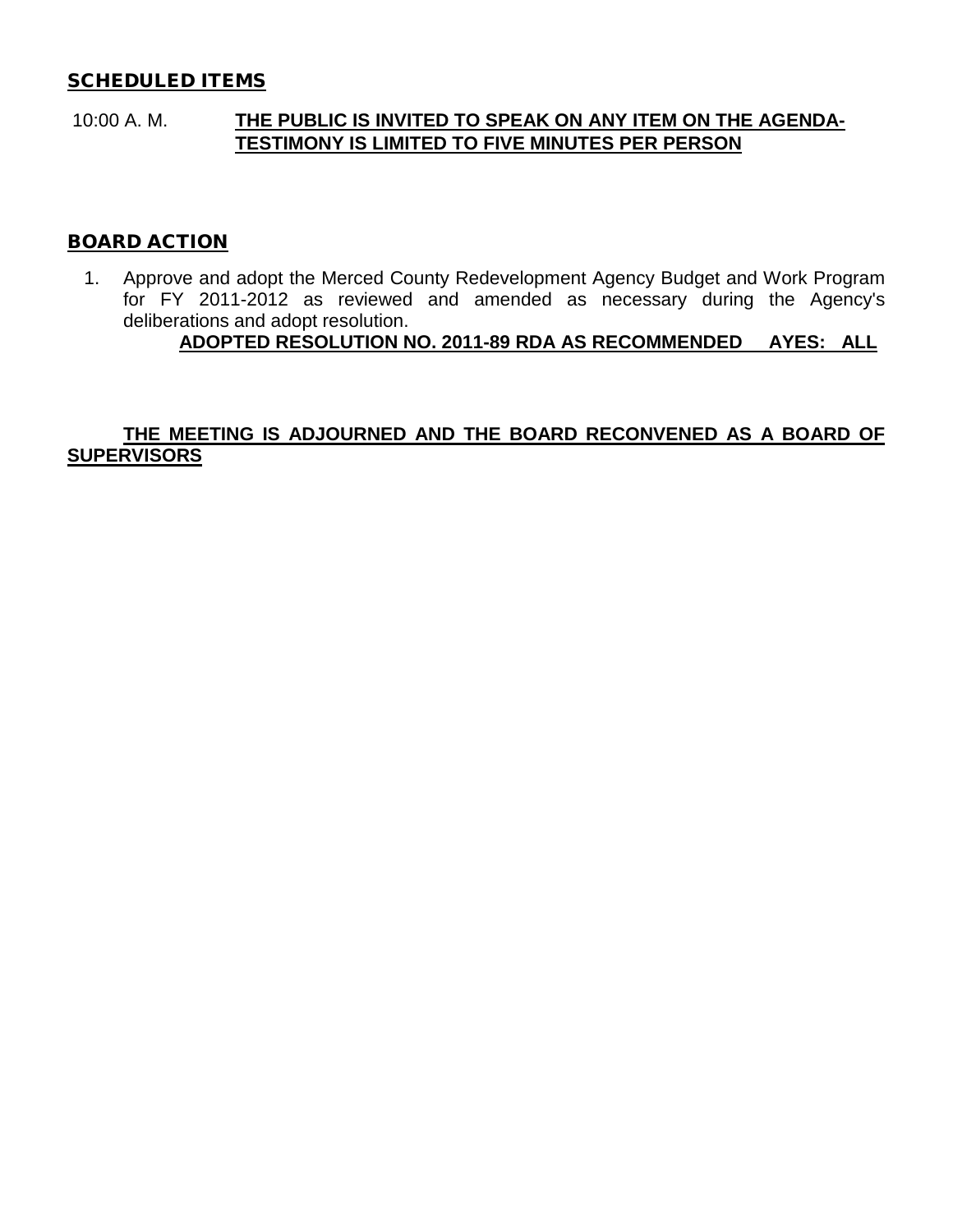## SCHEDULED ITEMS

10:00 A. M. **THE PUBLIC IS INVITED TO SPEAK ON ANY ITEM ON THE AGENDA-TESTIMONY IS LIMITED TO FIVE MINUTES PER PERSON**

## BOARD ACTION

1. Approve and adopt the Merced County Redevelopment Agency Budget and Work Program for FY 2011-2012 as reviewed and amended as necessary during the Agency's deliberations and adopt resolution.

   **ADOPTED RESOLUTION NO. 2011-89 RDA AS RECOMMENDED AYES: ALL**

**THE MEETING IS ADJOURNED AND THE BOARD RECONVENED AS A BOARD OF SUPERVISORS**